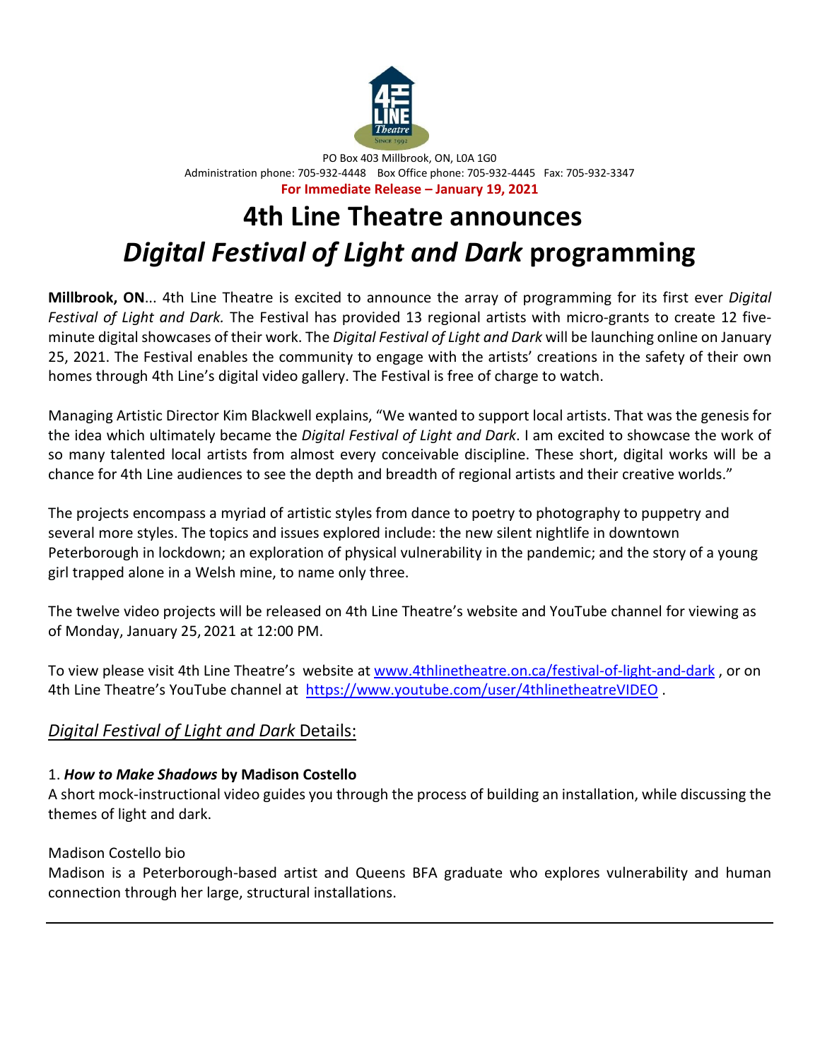PO Box 403 Millbrook, ON, L0A 1G0
Administration phone: 705-932-4448 Box Office phone: 705-932-4445 Fax: 705-932-3347

**For Immediate Release – January 19, 2021**

# 4th Line Theatre announces *Digital Festival of Light and Dark* programming

**Millbrook, ON**... 4th Line Theatre is excited to announce the array of programming for its first ever *Digital Festival of Light and Dark.* The Festival has provided 13 regional artists with micro-grants to create 12 five-minute digital showcases of their work. The *Digital Festival of Light and Dark* will be launching online on January 25, 2021. The Festival enables the community to engage with the artists' creations in the safety of their own homes through 4th Line's digital video gallery. The Festival is free of charge to watch.

Managing Artistic Director Kim Blackwell explains, "We wanted to support local artists. That was the genesis for the idea which ultimately became the *Digital Festival of Light and Dark*. I am excited to showcase the work of so many talented local artists from almost every conceivable discipline. These short, digital works will be a chance for 4th Line audiences to see the depth and breadth of regional artists and their creative worlds."

The projects encompass a myriad of artistic styles from dance to poetry to photography to puppetry and several more styles. The topics and issues explored include: the new silent nightlife in downtown Peterborough in lockdown; an exploration of physical vulnerability in the pandemic; and the story of a young girl trapped alone in a Welsh mine, to name only three.

The twelve video projects will be released on 4th Line Theatre's website and YouTube channel for viewing as of Monday, January 25, 2021 at 12:00 PM.

To view please visit 4th Line Theatre's website at [www.4thlinetheatre.on.ca/festival-of-light-and-dark](www.4thlinetheatre.on.ca/festival-of-light-and-dark) , or on 4th Line Theatre's YouTube channel at [https://www.youtube.com/user/4thlinetheatreVIDEO](https://www.youtube.com/user/4thlinetheatreVIDEO) .

## *Digital Festival of Light and Dark* Details:

### 1. *How to Make Shadows* by Madison Costello

A short mock-instructional video guides you through the process of building an installation, while discussing the themes of light and dark.

Madison Costello bio

Madison is a Peterborough-based artist and Queens BFA graduate who explores vulnerability and human connection through her large, structural installations.

---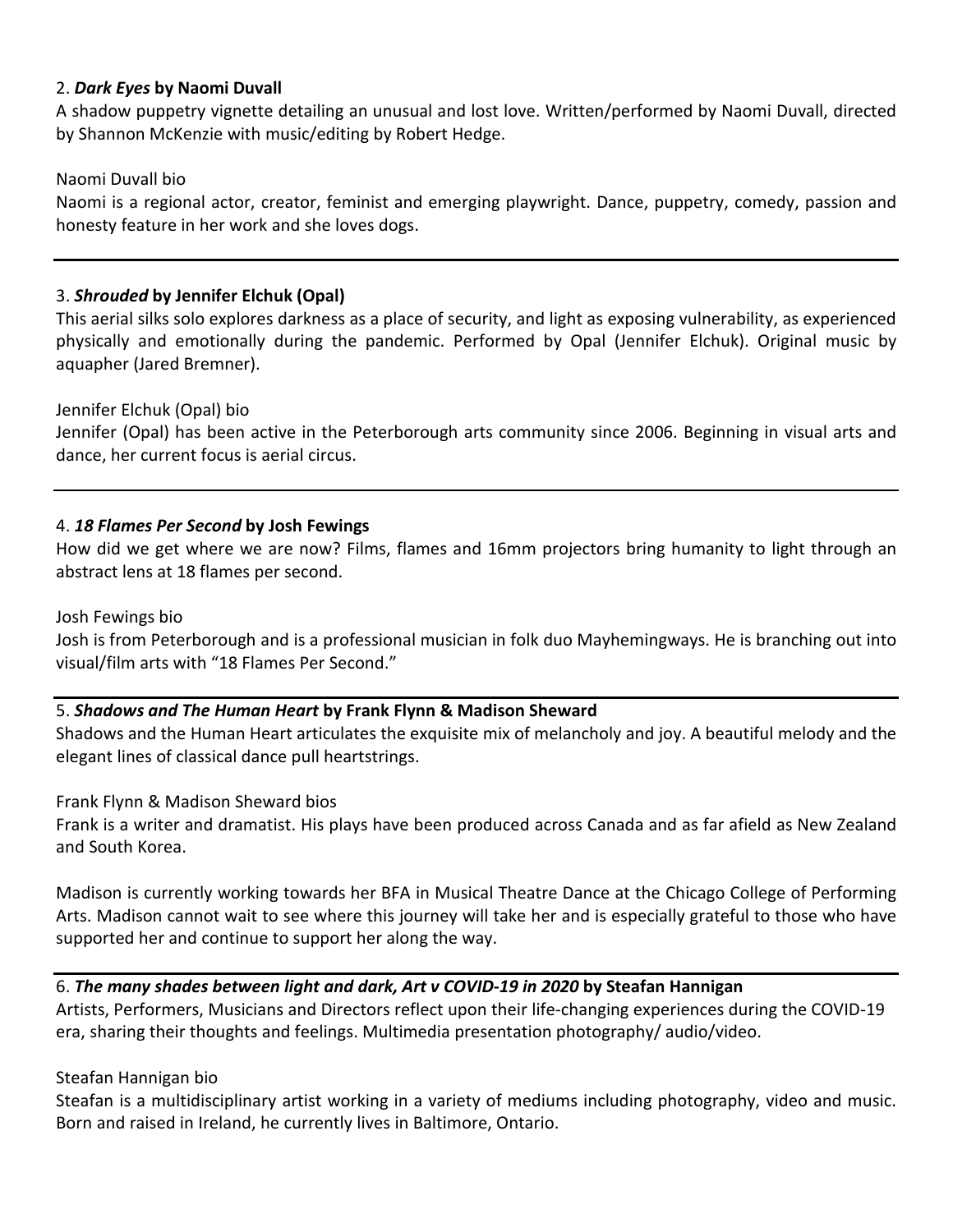2. ***Dark Eyes*** **by Naomi Duvall**

A shadow puppetry vignette detailing an unusual and lost love. Written/performed by Naomi Duvall, directed by Shannon McKenzie with music/editing by Robert Hedge.

Naomi Duvall bio

Naomi is a regional actor, creator, feminist and emerging playwright. Dance, puppetry, comedy, passion and honesty feature in her work and she loves dogs.

---

3. ***Shrouded*** **by Jennifer Elchuk (Opal)**

This aerial silks solo explores darkness as a place of security, and light as exposing vulnerability, as experienced physically and emotionally during the pandemic. Performed by Opal (Jennifer Elchuk). Original music by aquapher (Jared Bremner).

Jennifer Elchuk (Opal) bio

Jennifer (Opal) has been active in the Peterborough arts community since 2006. Beginning in visual arts and dance, her current focus is aerial circus.

---

4. ***18 Flames Per Second*** **by Josh Fewings**

How did we get where we are now? Films, flames and 16mm projectors bring humanity to light through an abstract lens at 18 flames per second.

Josh Fewings bio

Josh is from Peterborough and is a professional musician in folk duo Mayhemingways. He is branching out into visual/film arts with "18 Flames Per Second."

---

5. ***Shadows and The Human Heart*** **by Frank Flynn & Madison Sheward**

Shadows and the Human Heart articulates the exquisite mix of melancholy and joy. A beautiful melody and the elegant lines of classical dance pull heartstrings.

Frank Flynn & Madison Sheward bios

Frank is a writer and dramatist. His plays have been produced across Canada and as far afield as New Zealand and South Korea.

Madison is currently working towards her BFA in Musical Theatre Dance at the Chicago College of Performing Arts. Madison cannot wait to see where this journey will take her and is especially grateful to those who have supported her and continue to support her along the way.

---

6. ***The many shades between light and dark, Art v COVID-19 in 2020*** **by Steafan Hannigan**

Artists, Performers, Musicians and Directors reflect upon their life-changing experiences during the COVID-19 era, sharing their thoughts and feelings. Multimedia presentation photography/ audio/video.

Steafan Hannigan bio

Steafan is a multidisciplinary artist working in a variety of mediums including photography, video and music. Born and raised in Ireland, he currently lives in Baltimore, Ontario.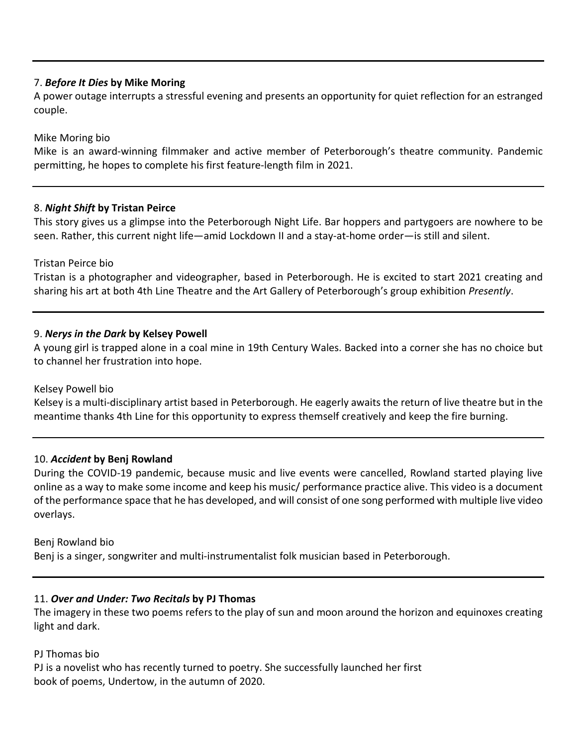---

7. ***Before It Dies* by Mike Moring**

A power outage interrupts a stressful evening and presents an opportunity for quiet reflection for an estranged couple.

Mike Moring bio

Mike is an award-winning filmmaker and active member of Peterborough's theatre community. Pandemic permitting, he hopes to complete his first feature-length film in 2021.

---

8. ***Night Shift* by Tristan Peirce**

This story gives us a glimpse into the Peterborough Night Life. Bar hoppers and partygoers are nowhere to be seen. Rather, this current night life—amid Lockdown II and a stay-at-home order—is still and silent.

Tristan Peirce bio

Tristan is a photographer and videographer, based in Peterborough. He is excited to start 2021 creating and sharing his art at both 4th Line Theatre and the Art Gallery of Peterborough's group exhibition *Presently*.

---

9. ***Nerys in the Dark* by Kelsey Powell**

A young girl is trapped alone in a coal mine in 19th Century Wales. Backed into a corner she has no choice but to channel her frustration into hope.

Kelsey Powell bio

Kelsey is a multi-disciplinary artist based in Peterborough. He eagerly awaits the return of live theatre but in the meantime thanks 4th Line for this opportunity to express themself creatively and keep the fire burning.

---

10. ***Accident* by Benj Rowland**

During the COVID-19 pandemic, because music and live events were cancelled, Rowland started playing live online as a way to make some income and keep his music/ performance practice alive. This video is a document of the performance space that he has developed, and will consist of one song performed with multiple live video overlays.

Benj Rowland bio

Benj is a singer, songwriter and multi-instrumentalist folk musician based in Peterborough.

---

11. ***Over and Under: Two Recitals* by PJ Thomas**

The imagery in these two poems refers to the play of sun and moon around the horizon and equinoxes creating light and dark.

PJ Thomas bio

PJ is a novelist who has recently turned to poetry. She successfully launched her first book of poems, Undertow, in the autumn of 2020.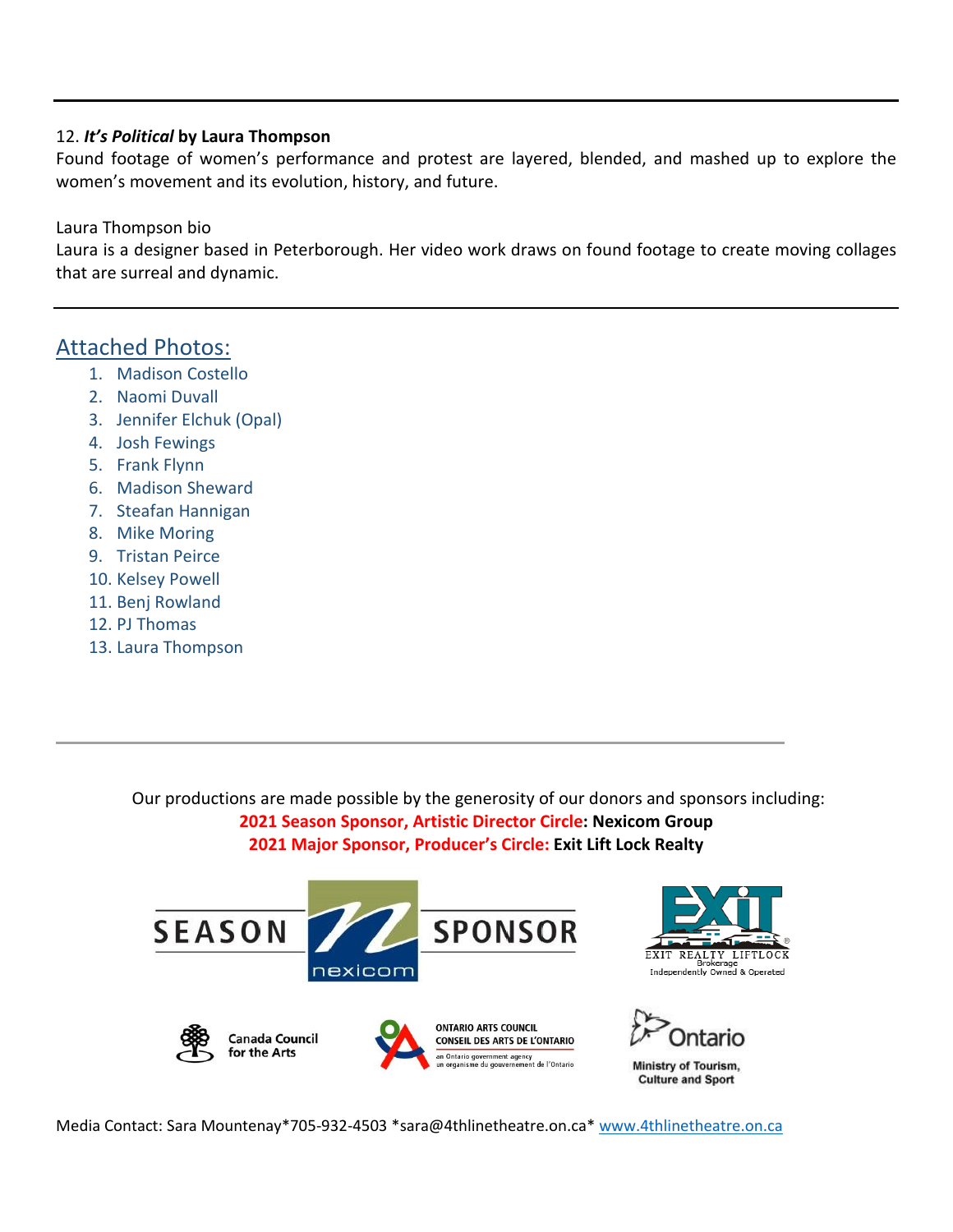12. ***It's Political*** **by Laura Thompson**
Found footage of women's performance and protest are layered, blended, and mashed up to explore the women's movement and its evolution, history, and future.

Laura Thompson bio
Laura is a designer based in Peterborough. Her video work draws on found footage to create moving collages that are surreal and dynamic.

---

## Attached Photos:

1. Madison Costello
2. Naomi Duvall
3. Jennifer Elchuk (Opal)
4. Josh Fewings
5. Frank Flynn
6. Madison Sheward
7. Steafan Hannigan
8. Mike Moring
9. Tristan Peirce
10. Kelsey Powell
11. Benj Rowland
12. PJ Thomas
13. Laura Thompson

---

Our productions are made possible by the generosity of our donors and sponsors including:
**2021 Season Sponsor, Artistic Director Circle: Nexicom Group**
**2021 Major Sponsor, Producer's Circle: Exit Lift Lock Realty**

SEASON nexicom SPONSOR

EXIT REALTY LIFTLOCK Brokerage Independently Owned & Operated

Canada Council for the Arts

ONTARIO ARTS COUNCIL CONSEIL DES ARTS DE L'ONTARIO an Ontario government agency un organisme du gouvernement de l'Ontario

Ontario Ministry of Tourism, Culture and Sport

Media Contact: Sara Mountenay*705-932-4503 *sara@4thlinetheatre.on.ca* www.4thlinetheatre.on.ca